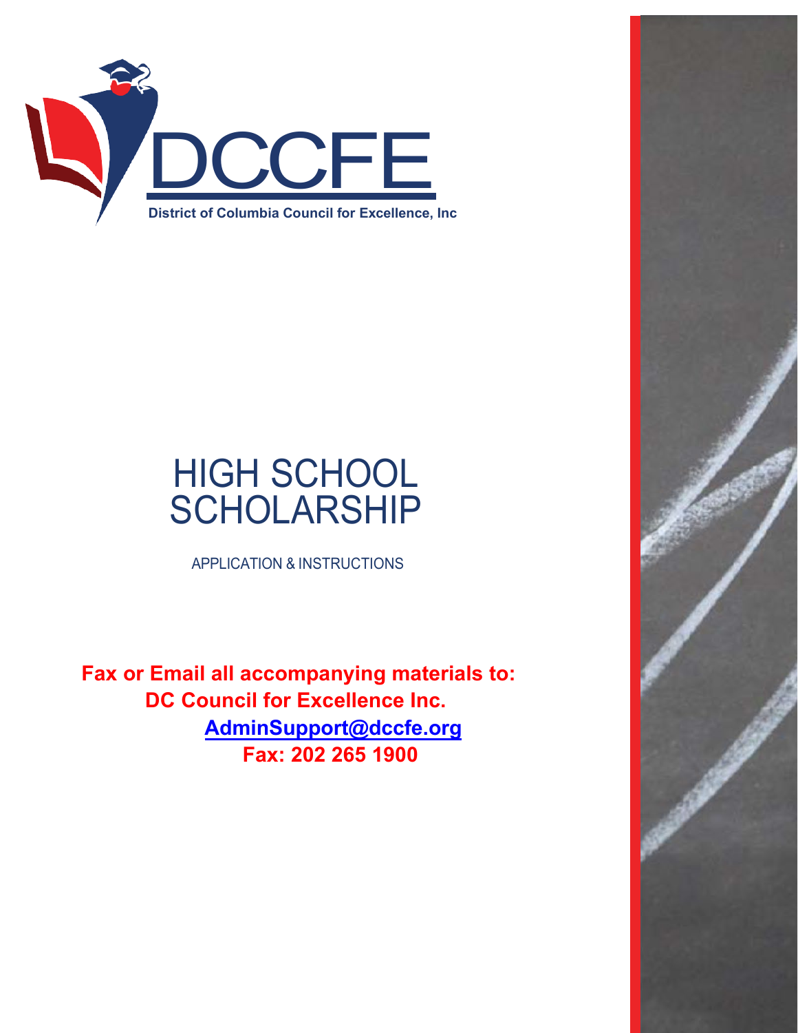# DCCFE

**District of Columbia Council for Excellence, Inc**

# HIGH SCHOOL SCHOLARSHIP

APPLICATION & INSTRUCTIONS

**Fax or Email all accompanying materials to:**
**DC Council for Excellence Inc.**
**AdminSupport@dccfe.org**
**Fax: 202 265 1900**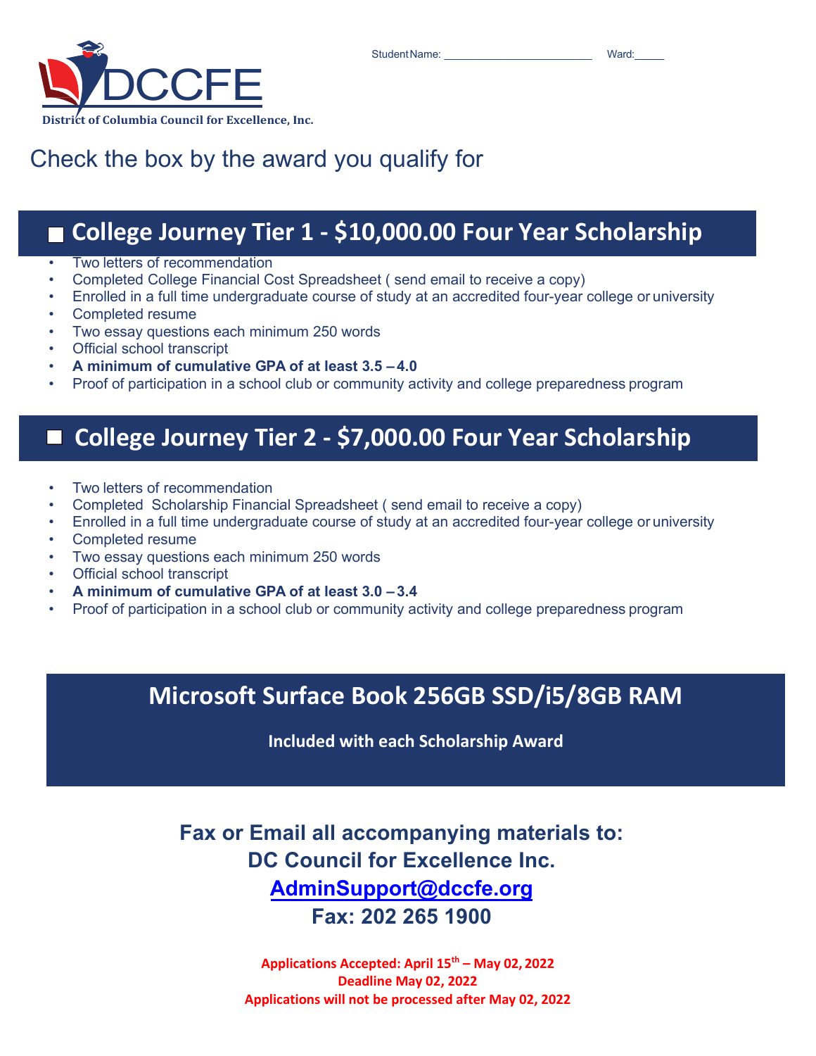Student Name: ________________________ Ward:_____

**DCCFE**
District of Columbia Council for Excellence, Inc.

Check the box by the award you qualify for

## ☐ College Journey Tier 1 - $10,000.00 Four Year Scholarship

- Two letters of recommendation
- Completed College Financial Cost Spreadsheet ( send email to receive a copy)
- Enrolled in a full time undergraduate course of study at an accredited four-year college or university
- Completed resume
- Two essay questions each minimum 250 words
- Official school transcript
- **A minimum of cumulative GPA of at least 3.5 – 4.0**
- Proof of participation in a school club or community activity and college preparedness program

## ☐ College Journey Tier 2 - $7,000.00 Four Year Scholarship

- Two letters of recommendation
- Completed Scholarship Financial Spreadsheet ( send email to receive a copy)
- Enrolled in a full time undergraduate course of study at an accredited four-year college or university
- Completed resume
- Two essay questions each minimum 250 words
- Official school transcript
- **A minimum of cumulative GPA of at least 3.0 – 3.4**
- Proof of participation in a school club or community activity and college preparedness program

## Microsoft Surface Book 256GB SSD/i5/8GB RAM

**Included with each Scholarship Award**

**Fax or Email all accompanying materials to:**
**DC Council for Excellence Inc.**
**AdminSupport@dccfe.org**
**Fax: 202 265 1900**

**Applications Accepted: April 15th – May 02, 2022**
**Deadline May 02, 2022**
**Applications will not be processed after May 02, 2022**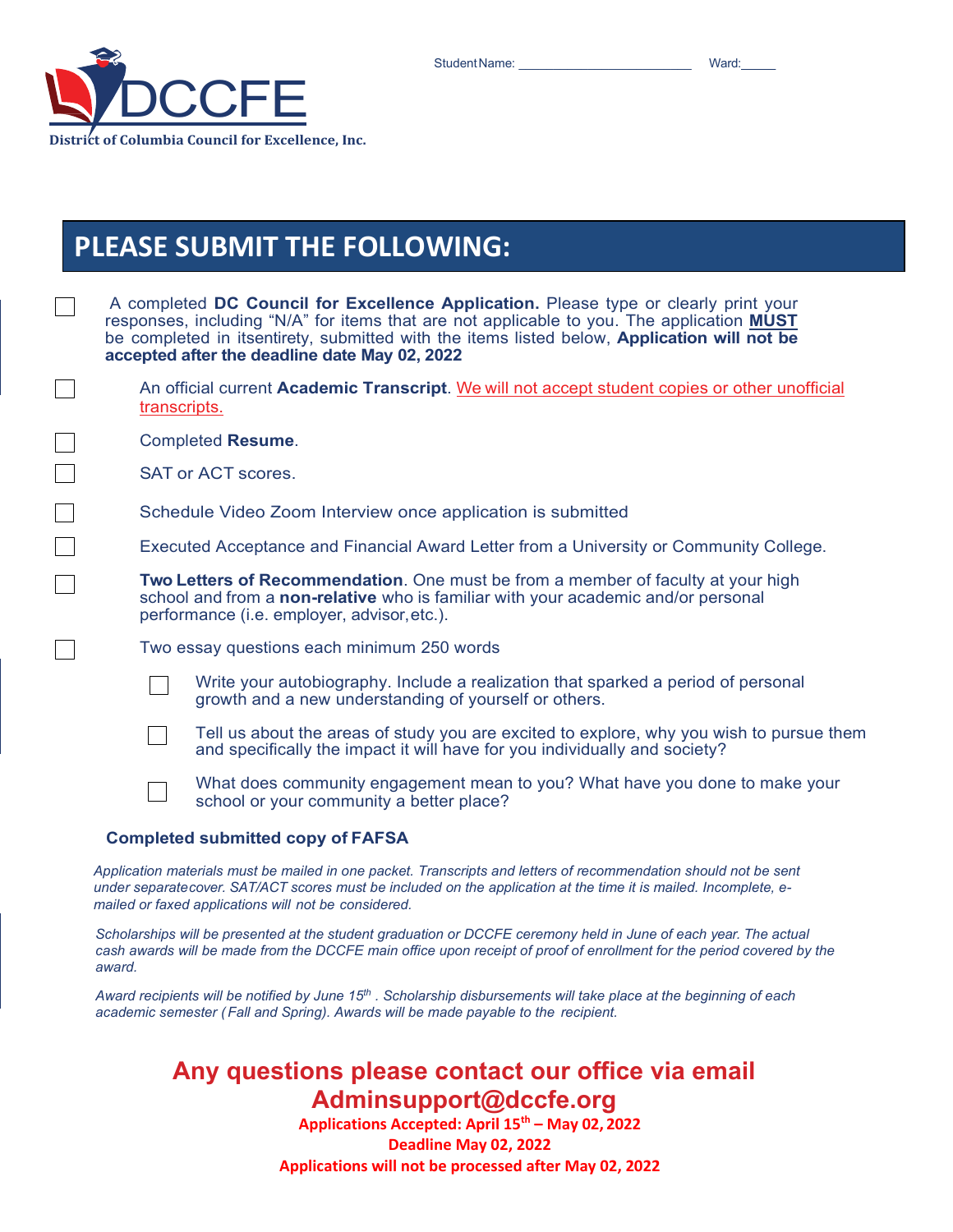Student Name: ________________________ Ward:_____

**DCCFE**

**District of Columbia Council for Excellence, Inc.**

# PLEASE SUBMIT THE FOLLOWING:

- [ ] A completed **DC Council for Excellence Application.** Please type or clearly print your responses, including "N/A" for items that are not applicable to you. The application **MUST** be completed in itsentirety, submitted with the items listed below, **Application will not be accepted after the deadline date May 02, 2022**
- [ ] An official current **Academic Transcript**. We will not accept student copies or other unofficial transcripts.
- [ ] Completed **Resume**.
- [ ] SAT or ACT scores.
- [ ] Schedule Video Zoom Interview once application is submitted
- [ ] Executed Acceptance and Financial Award Letter from a University or Community College.
- [ ] **Two Letters of Recommendation**. One must be from a member of faculty at your high school and from a **non-relative** who is familiar with your academic and/or personal performance (i.e. employer, advisor, etc.).
- [ ] Two essay questions each minimum 250 words
  - [ ] Write your autobiography. Include a realization that sparked a period of personal growth and a new understanding of yourself or others.
  - [ ] Tell us about the areas of study you are excited to explore, why you wish to pursue them and specifically the impact it will have for you individually and society?
  - [ ] What does community engagement mean to you? What have you done to make your school or your community a better place?

**Completed submitted copy of FAFSA**

*Application materials must be mailed in one packet. Transcripts and letters of recommendation should not be sent under separatecover. SAT/ACT scores must be included on the application at the time it is mailed. Incomplete, e-mailed or faxed applications will not be considered.*

*Scholarships will be presented at the student graduation or DCCFE ceremony held in June of each year. The actual cash awards will be made from the DCCFE main office upon receipt of proof of enrollment for the period covered by the award.*

*Award recipients will be notified by June 15th . Scholarship disbursements will take place at the beginning of each academic semester (Fall and Spring). Awards will be made payable to the recipient.*

## Any questions please contact our office via email Adminsupport@dccfe.org

**Applications Accepted: April 15th – May 02, 2022**

**Deadline May 02, 2022**

**Applications will not be processed after May 02, 2022**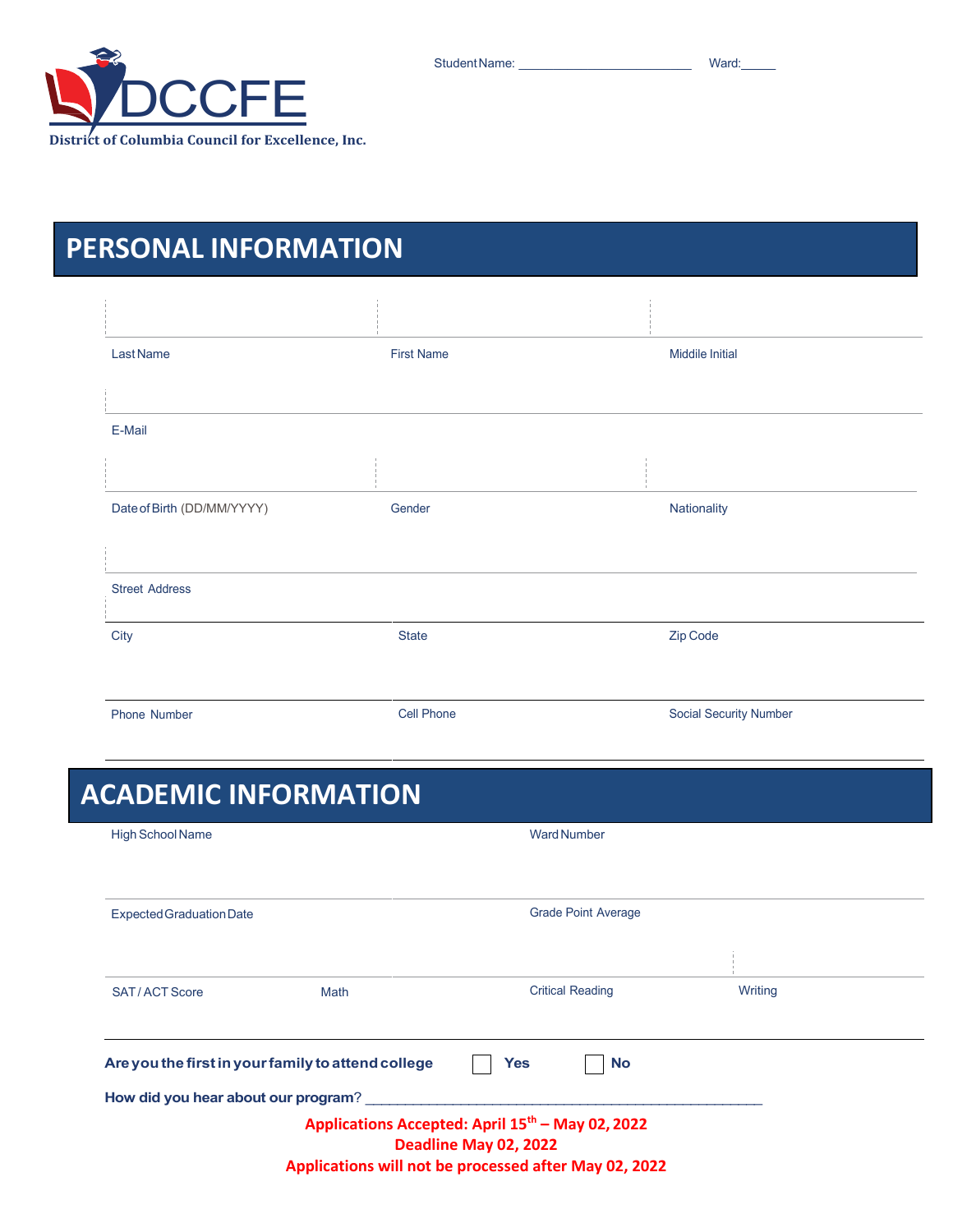DCCFE
District of Columbia Council for Excellence, Inc.

Student Name: ________________________ Ward:_____

## PERSONAL INFORMATION

Last Name | First Name | Middile Initial

E-Mail

Date of Birth (DD/MM/YYYY) | Gender | Nationality

Street Address

City | State | Zip Code

Phone Number | Cell Phone | Social Security Number

## ACADEMIC INFORMATION

High School Name | Ward Number

Expected Graduation Date | Grade Point Average

SAT / ACT Score | Math | Critical Reading | Writing

**Are you the first in your family to attend college** ☐ **Yes** ☐ **No**

**How did you hear about our program**? ________________________________________________

**Applications Accepted: April 15th – May 02, 2022**

**Deadline May 02, 2022**

**Applications will not be processed after May 02, 2022**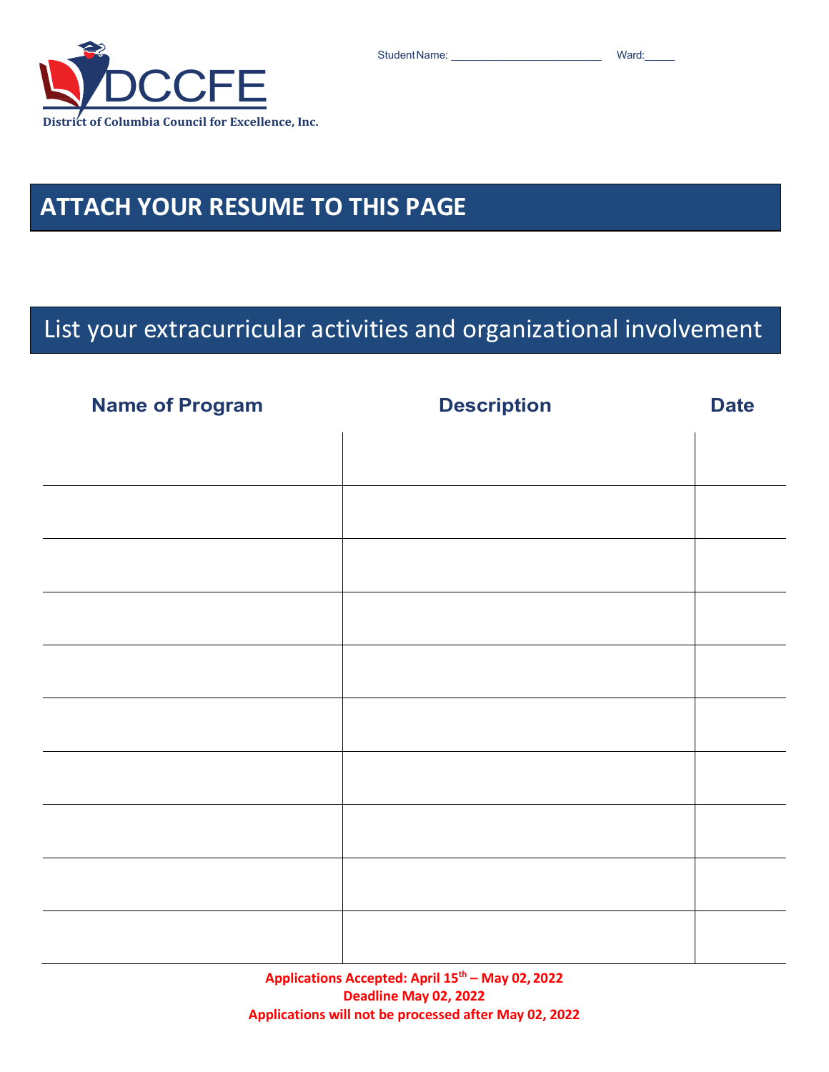DCCFE
District of Columbia Council for Excellence, Inc.

Student Name: ______________________ Ward:_____

## ATTACH YOUR RESUME TO THIS PAGE

## List your extracurricular activities and organizational involvement

| Name of Program | Description | Date |
|---|---|---|
| | | |
| | | |
| | | |
| | | |
| | | |
| | | |
| | | |
| | | |
| | | |
| | | |

**Applications Accepted: April 15th – May 02, 2022**
**Deadline May 02, 2022**
**Applications will not be processed after May 02, 2022**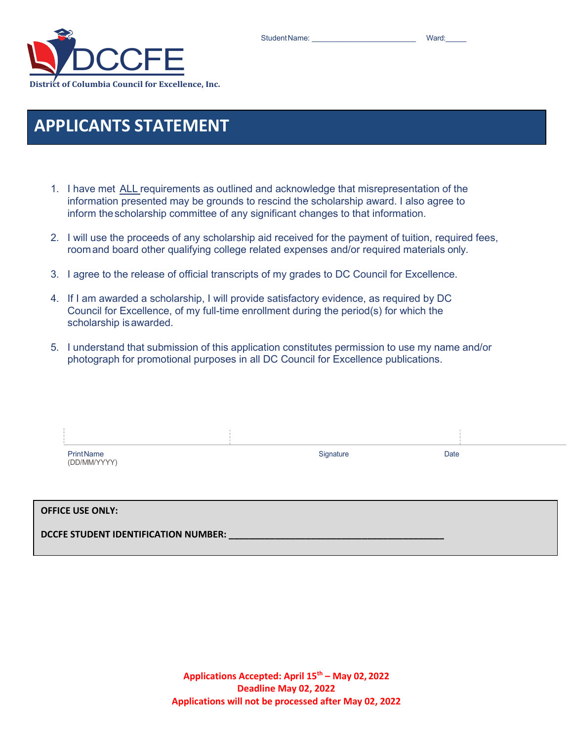Student Name: ________________________ Ward:_____

DCCFE

District of Columbia Council for Excellence, Inc.

# APPLICANTS STATEMENT

1. I have met ALL requirements as outlined and acknowledge that misrepresentation of the information presented may be grounds to rescind the scholarship award. I also agree to inform the scholarship committee of any significant changes to that information.

2. I will use the proceeds of any scholarship aid received for the payment of tuition, required fees, room and board other qualifying college related expenses and/or required materials only.

3. I agree to the release of official transcripts of my grades to DC Council for Excellence.

4. If I am awarded a scholarship, I will provide satisfactory evidence, as required by DC Council for Excellence, of my full-time enrollment during the period(s) for which the scholarship is awarded.

5. I understand that submission of this application constitutes permission to use my name and/or photograph for promotional purposes in all DC Council for Excellence publications.

Print Name (DD/MM/YYYY) Signature Date

**OFFICE USE ONLY:**

**DCCFE STUDENT IDENTIFICATION NUMBER: ___________________________________________**

**Applications Accepted: April 15th – May 02, 2022**
**Deadline May 02, 2022**
**Applications will not be processed after May 02, 2022**